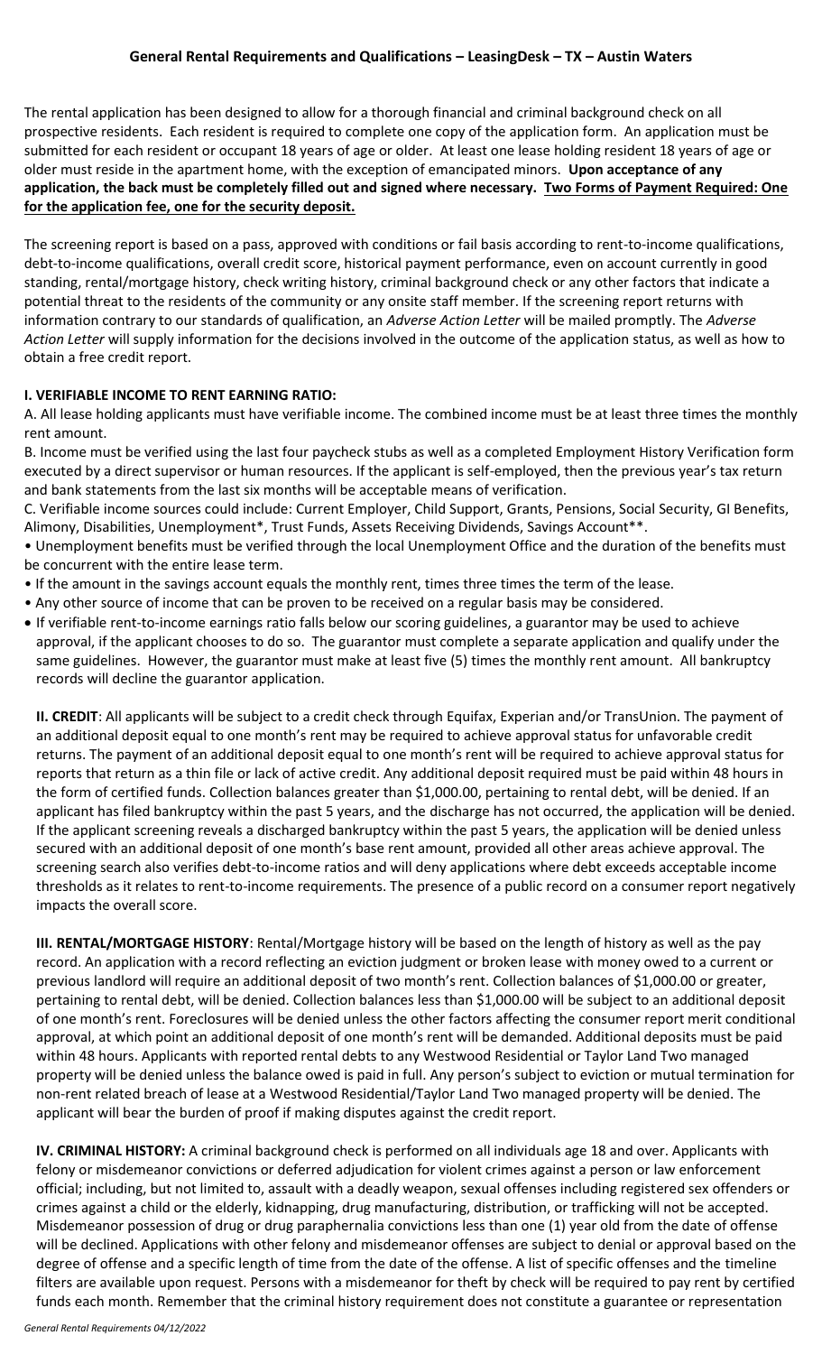## General Rental Requirements and Qualifications – LeasingDesk – TX – Austin Waters

The rental application has been designed to allow for a thorough financial and criminal background check on all prospective residents. Each resident is required to complete one copy of the application form. An application must be submitted for each resident or occupant 18 years of age or older. At least one lease holding resident 18 years of age or older must reside in the apartment home, with the exception of emancipated minors. **Upon acceptance of any application, the back must be completely filled out and signed where necessary. <u>Two Forms of Payment Required: One for the application fee, one for the security deposit.</u>**

The screening report is based on a pass, approved with conditions or fail basis according to rent-to-income qualifications, debt-to-income qualifications, overall credit score, historical payment performance, even on account currently in good standing, rental/mortgage history, check writing history, criminal background check or any other factors that indicate a potential threat to the residents of the community or any onsite staff member. If the screening report returns with information contrary to our standards of qualification, an *Adverse Action Letter* will be mailed promptly. The *Adverse Action Letter* will supply information for the decisions involved in the outcome of the application status, as well as how to obtain a free credit report.

### I. VERIFIABLE INCOME TO RENT EARNING RATIO:

A. All lease holding applicants must have verifiable income. The combined income must be at least three times the monthly rent amount.

B. Income must be verified using the last four paycheck stubs as well as a completed Employment History Verification form executed by a direct supervisor or human resources. If the applicant is self-employed, then the previous year's tax return and bank statements from the last six months will be acceptable means of verification.

C. Verifiable income sources could include: Current Employer, Child Support, Grants, Pensions, Social Security, GI Benefits, Alimony, Disabilities, Unemployment*, Trust Funds, Assets Receiving Dividends, Savings Account**.

- Unemployment benefits must be verified through the local Unemployment Office and the duration of the benefits must be concurrent with the entire lease term.
- If the amount in the savings account equals the monthly rent, times three times the term of the lease.
- Any other source of income that can be proven to be received on a regular basis may be considered.
- If verifiable rent-to-income earnings ratio falls below our scoring guidelines, a guarantor may be used to achieve approval, if the applicant chooses to do so. The guarantor must complete a separate application and qualify under the same guidelines. However, the guarantor must make at least five (5) times the monthly rent amount. All bankruptcy records will decline the guarantor application.

**II. CREDIT**: All applicants will be subject to a credit check through Equifax, Experian and/or TransUnion. The payment of an additional deposit equal to one month's rent may be required to achieve approval status for unfavorable credit returns. The payment of an additional deposit equal to one month's rent will be required to achieve approval status for reports that return as a thin file or lack of active credit. Any additional deposit required must be paid within 48 hours in the form of certified funds. Collection balances greater than $1,000.00, pertaining to rental debt, will be denied. If an applicant has filed bankruptcy within the past 5 years, and the discharge has not occurred, the application will be denied. If the applicant screening reveals a discharged bankruptcy within the past 5 years, the application will be denied unless secured with an additional deposit of one month's base rent amount, provided all other areas achieve approval. The screening search also verifies debt-to-income ratios and will deny applications where debt exceeds acceptable income thresholds as it relates to rent-to-income requirements. The presence of a public record on a consumer report negatively impacts the overall score.

**III. RENTAL/MORTGAGE HISTORY**: Rental/Mortgage history will be based on the length of history as well as the pay record. An application with a record reflecting an eviction judgment or broken lease with money owed to a current or previous landlord will require an additional deposit of two month's rent. Collection balances of $1,000.00 or greater, pertaining to rental debt, will be denied. Collection balances less than $1,000.00 will be subject to an additional deposit of one month's rent. Foreclosures will be denied unless the other factors affecting the consumer report merit conditional approval, at which point an additional deposit of one month's rent will be demanded. Additional deposits must be paid within 48 hours. Applicants with reported rental debts to any Westwood Residential or Taylor Land Two managed property will be denied unless the balance owed is paid in full. Any person's subject to eviction or mutual termination for non-rent related breach of lease at a Westwood Residential/Taylor Land Two managed property will be denied. The applicant will bear the burden of proof if making disputes against the credit report.

**IV. CRIMINAL HISTORY:** A criminal background check is performed on all individuals age 18 and over. Applicants with felony or misdemeanor convictions or deferred adjudication for violent crimes against a person or law enforcement official; including, but not limited to, assault with a deadly weapon, sexual offenses including registered sex offenders or crimes against a child or the elderly, kidnapping, drug manufacturing, distribution, or trafficking will not be accepted. Misdemeanor possession of drug or drug paraphernalia convictions less than one (1) year old from the date of offense will be declined. Applications with other felony and misdemeanor offenses are subject to denial or approval based on the degree of offense and a specific length of time from the date of the offense. A list of specific offenses and the timeline filters are available upon request. Persons with a misdemeanor for theft by check will be required to pay rent by certified funds each month. Remember that the criminal history requirement does not constitute a guarantee or representation

*General Rental Requirements 04/12/2022*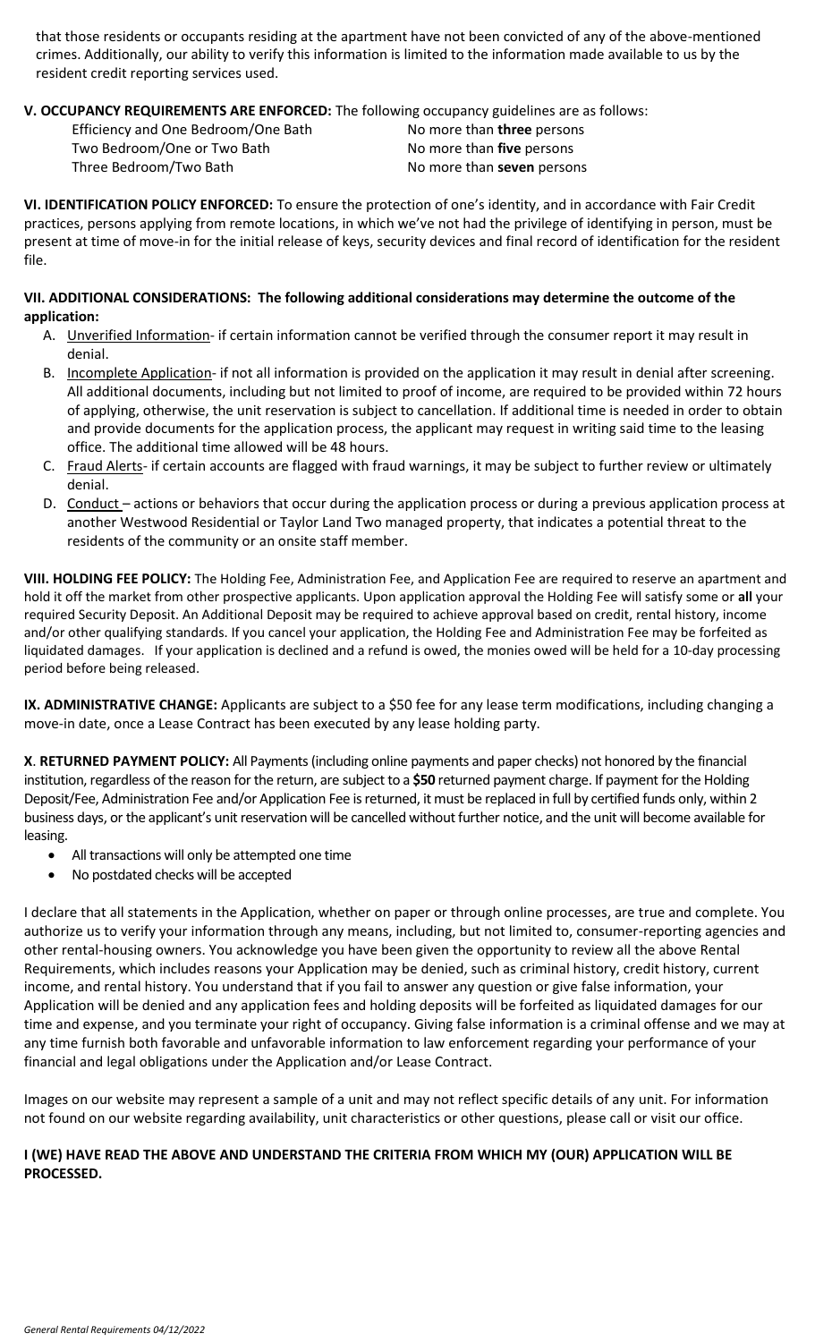that those residents or occupants residing at the apartment have not been convicted of any of the above-mentioned crimes. Additionally, our ability to verify this information is limited to the information made available to us by the resident credit reporting services used.

**V. OCCUPANCY REQUIREMENTS ARE ENFORCED:** The following occupancy guidelines are as follows:

| | |
|---|---|
| Efficiency and One Bedroom/One Bath | No more than **three** persons |
| Two Bedroom/One or Two Bath | No more than **five** persons |
| Three Bedroom/Two Bath | No more than **seven** persons |

**VI. IDENTIFICATION POLICY ENFORCED:** To ensure the protection of one's identity, and in accordance with Fair Credit practices, persons applying from remote locations, in which we've not had the privilege of identifying in person, must be present at time of move-in for the initial release of keys, security devices and final record of identification for the resident file.

**VII. ADDITIONAL CONSIDERATIONS: The following additional considerations may determine the outcome of the application:**

A. Unverified Information- if certain information cannot be verified through the consumer report it may result in denial.
B. Incomplete Application- if not all information is provided on the application it may result in denial after screening. All additional documents, including but not limited to proof of income, are required to be provided within 72 hours of applying, otherwise, the unit reservation is subject to cancellation. If additional time is needed in order to obtain and provide documents for the application process, the applicant may request in writing said time to the leasing office. The additional time allowed will be 48 hours.
C. Fraud Alerts- if certain accounts are flagged with fraud warnings, it may be subject to further review or ultimately denial.
D. Conduct – actions or behaviors that occur during the application process or during a previous application process at another Westwood Residential or Taylor Land Two managed property, that indicates a potential threat to the residents of the community or an onsite staff member.

**VIII. HOLDING FEE POLICY:** The Holding Fee, Administration Fee, and Application Fee are required to reserve an apartment and hold it off the market from other prospective applicants. Upon application approval the Holding Fee will satisfy some or **all** your required Security Deposit. An Additional Deposit may be required to achieve approval based on credit, rental history, income and/or other qualifying standards. If you cancel your application, the Holding Fee and Administration Fee may be forfeited as liquidated damages. If your application is declined and a refund is owed, the monies owed will be held for a 10-day processing period before being released.

**IX. ADMINISTRATIVE CHANGE:** Applicants are subject to a $50 fee for any lease term modifications, including changing a move-in date, once a Lease Contract has been executed by any lease holding party.

**X. RETURNED PAYMENT POLICY:** All Payments (including online payments and paper checks) not honored by the financial institution, regardless of the reason for the return, are subject to a **$50** returned payment charge. If payment for the Holding Deposit/Fee, Administration Fee and/or Application Fee is returned, it must be replaced in full by certified funds only, within 2 business days, or the applicant's unit reservation will be cancelled without further notice, and the unit will become available for leasing.

- All transactions will only be attempted one time
- No postdated checks will be accepted

I declare that all statements in the Application, whether on paper or through online processes, are true and complete. You authorize us to verify your information through any means, including, but not limited to, consumer-reporting agencies and other rental-housing owners. You acknowledge you have been given the opportunity to review all the above Rental Requirements, which includes reasons your Application may be denied, such as criminal history, credit history, current income, and rental history. You understand that if you fail to answer any question or give false information, your Application will be denied and any application fees and holding deposits will be forfeited as liquidated damages for our time and expense, and you terminate your right of occupancy. Giving false information is a criminal offense and we may at any time furnish both favorable and unfavorable information to law enforcement regarding your performance of your financial and legal obligations under the Application and/or Lease Contract.

Images on our website may represent a sample of a unit and may not reflect specific details of any unit. For information not found on our website regarding availability, unit characteristics or other questions, please call or visit our office.

**I (WE) HAVE READ THE ABOVE AND UNDERSTAND THE CRITERIA FROM WHICH MY (OUR) APPLICATION WILL BE PROCESSED.**